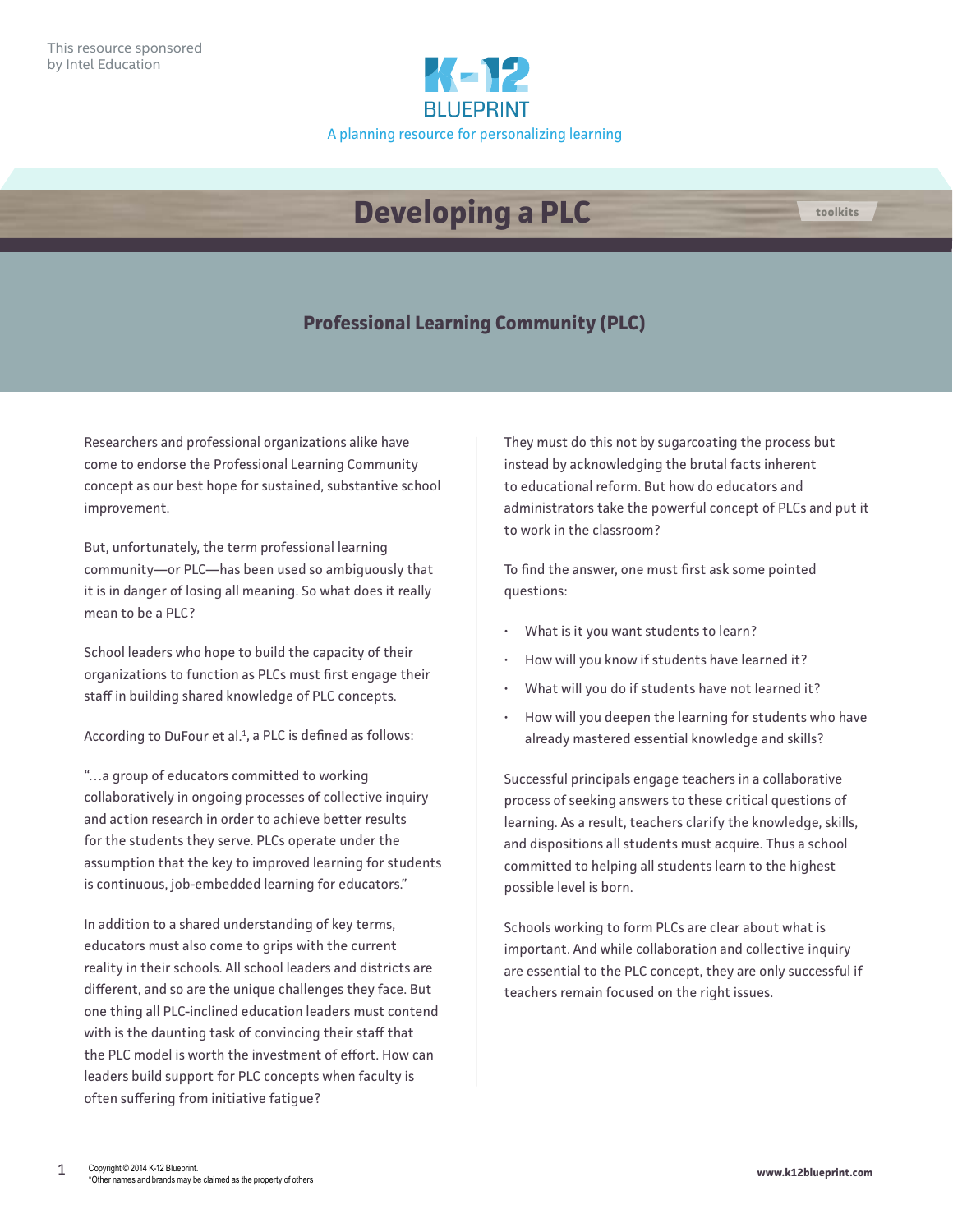This resource sponsored by Intel Education

K-12 BLUEPRINT

A planning resource for personalizing learning

# Developing a PLC

toolkits

## Professional Learning Community (PLC)

Researchers and professional organizations alike have come to endorse the Professional Learning Community concept as our best hope for sustained, substantive school improvement.

But, unfortunately, the term professional learning community—or PLC—has been used so ambiguously that it is in danger of losing all meaning. So what does it really mean to be a PLC?

School leaders who hope to build the capacity of their organizations to function as PLCs must first engage their staff in building shared knowledge of PLC concepts.

According to DuFour et al.[1], a PLC is defined as follows:

"…a group of educators committed to working collaboratively in ongoing processes of collective inquiry and action research in order to achieve better results for the students they serve. PLCs operate under the assumption that the key to improved learning for students is continuous, job-embedded learning for educators."

In addition to a shared understanding of key terms, educators must also come to grips with the current reality in their schools. All school leaders and districts are different, and so are the unique challenges they face. But one thing all PLC-inclined education leaders must contend with is the daunting task of convincing their staff that the PLC model is worth the investment of effort. How can leaders build support for PLC concepts when faculty is often suffering from initiative fatigue?

They must do this not by sugarcoating the process but instead by acknowledging the brutal facts inherent to educational reform. But how do educators and administrators take the powerful concept of PLCs and put it to work in the classroom?

To find the answer, one must first ask some pointed questions:

- What is it you want students to learn?
- How will you know if students have learned it?
- What will you do if students have not learned it?
- How will you deepen the learning for students who have already mastered essential knowledge and skills?

Successful principals engage teachers in a collaborative process of seeking answers to these critical questions of learning. As a result, teachers clarify the knowledge, skills, and dispositions all students must acquire. Thus a school committed to helping all students learn to the highest possible level is born.

Schools working to form PLCs are clear about what is important. And while collaboration and collective inquiry are essential to the PLC concept, they are only successful if teachers remain focused on the right issues.

Copyright © 2014 K-12 Blueprint.
*Other names and brands may be claimed as the property of others

www.k12blueprint.com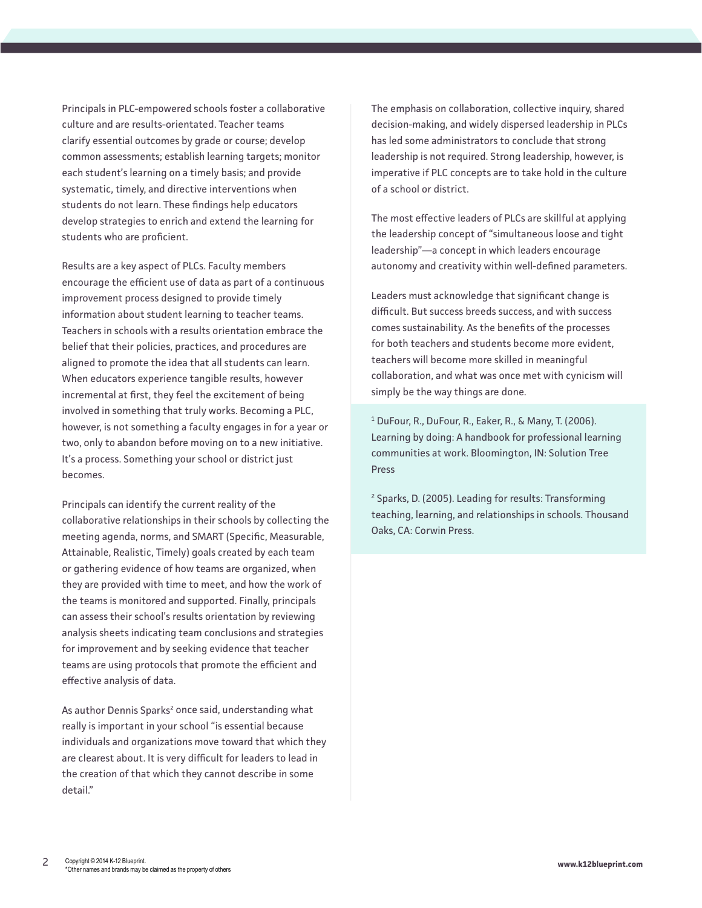Principals in PLC-empowered schools foster a collaborative culture and are results-orientated. Teacher teams clarify essential outcomes by grade or course; develop common assessments; establish learning targets; monitor each student's learning on a timely basis; and provide systematic, timely, and directive interventions when students do not learn. These findings help educators develop strategies to enrich and extend the learning for students who are proficient.

Results are a key aspect of PLCs. Faculty members encourage the efficient use of data as part of a continuous improvement process designed to provide timely information about student learning to teacher teams. Teachers in schools with a results orientation embrace the belief that their policies, practices, and procedures are aligned to promote the idea that all students can learn. When educators experience tangible results, however incremental at first, they feel the excitement of being involved in something that truly works. Becoming a PLC, however, is not something a faculty engages in for a year or two, only to abandon before moving on to a new initiative. It's a process. Something your school or district just becomes.

Principals can identify the current reality of the collaborative relationships in their schools by collecting the meeting agenda, norms, and SMART (Specific, Measurable, Attainable, Realistic, Timely) goals created by each team or gathering evidence of how teams are organized, when they are provided with time to meet, and how the work of the teams is monitored and supported. Finally, principals can assess their school's results orientation by reviewing analysis sheets indicating team conclusions and strategies for improvement and by seeking evidence that teacher teams are using protocols that promote the efficient and effective analysis of data.

As author Dennis Sparks[2] once said, understanding what really is important in your school "is essential because individuals and organizations move toward that which they are clearest about. It is very difficult for leaders to lead in the creation of that which they cannot describe in some detail."

The emphasis on collaboration, collective inquiry, shared decision-making, and widely dispersed leadership in PLCs has led some administrators to conclude that strong leadership is not required. Strong leadership, however, is imperative if PLC concepts are to take hold in the culture of a school or district.

The most effective leaders of PLCs are skillful at applying the leadership concept of "simultaneous loose and tight leadership"—a concept in which leaders encourage autonomy and creativity within well-defined parameters.

Leaders must acknowledge that significant change is difficult. But success breeds success, and with success comes sustainability. As the benefits of the processes for both teachers and students become more evident, teachers will become more skilled in meaningful collaboration, and what was once met with cynicism will simply be the way things are done.

[1] DuFour, R., DuFour, R., Eaker, R., & Many, T. (2006). Learning by doing: A handbook for professional learning communities at work. Bloomington, IN: Solution Tree Press

[2] Sparks, D. (2005). Leading for results: Transforming teaching, learning, and relationships in schools. Thousand Oaks, CA: Corwin Press.